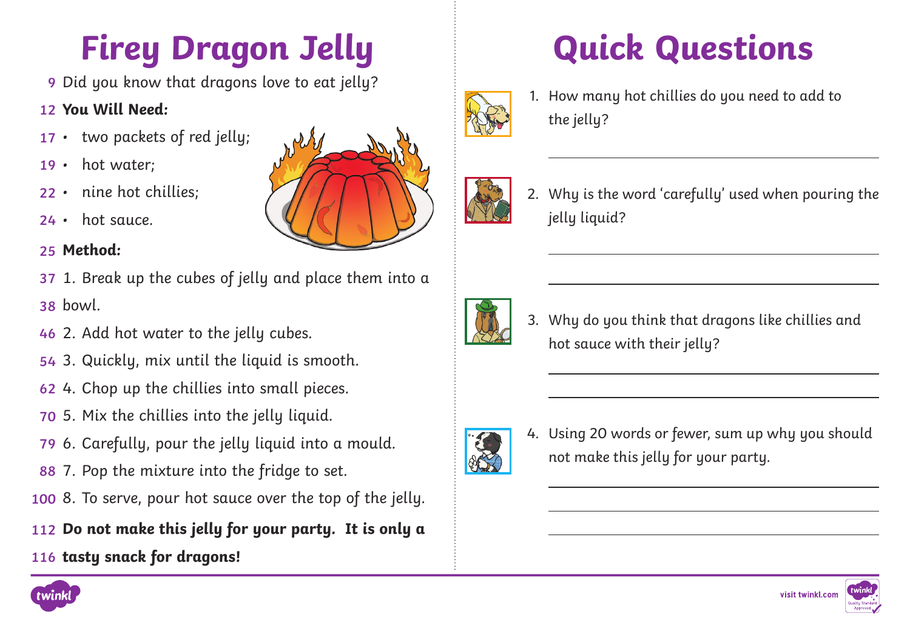# Firey Dragon Jelly

9 Did you know that dragons love to eat jelly?

12 **You Will Need:**

17 • two packets of red jelly;

19 • hot water;

22 • nine hot chillies;

24 • hot sauce.

25 **Method:**

37 1. Break up the cubes of jelly and place them into a

38 bowl.

46 2. Add hot water to the jelly cubes.

54 3. Quickly, mix until the liquid is smooth.

62 4. Chop up the chillies into small pieces.

70 5. Mix the chillies into the jelly liquid.

79 6. Carefully, pour the jelly liquid into a mould.

88 7. Pop the mixture into the fridge to set.

100 8. To serve, pour hot sauce over the top of the jelly.

112 **Do not make this jelly for your party. It is only a**

116 **tasty snack for dragons!**

# Quick Questions

1. How many hot chillies do you need to add to the jelly?

______________________________

2. Why is the word 'carefully' used when pouring the jelly liquid?

______________________________

______________________________

3. Why do you think that dragons like chillies and hot sauce with their jelly?

______________________________

______________________________

4. Using 20 words or fewer, sum up why you should not make this jelly for your party.

______________________________

______________________________

______________________________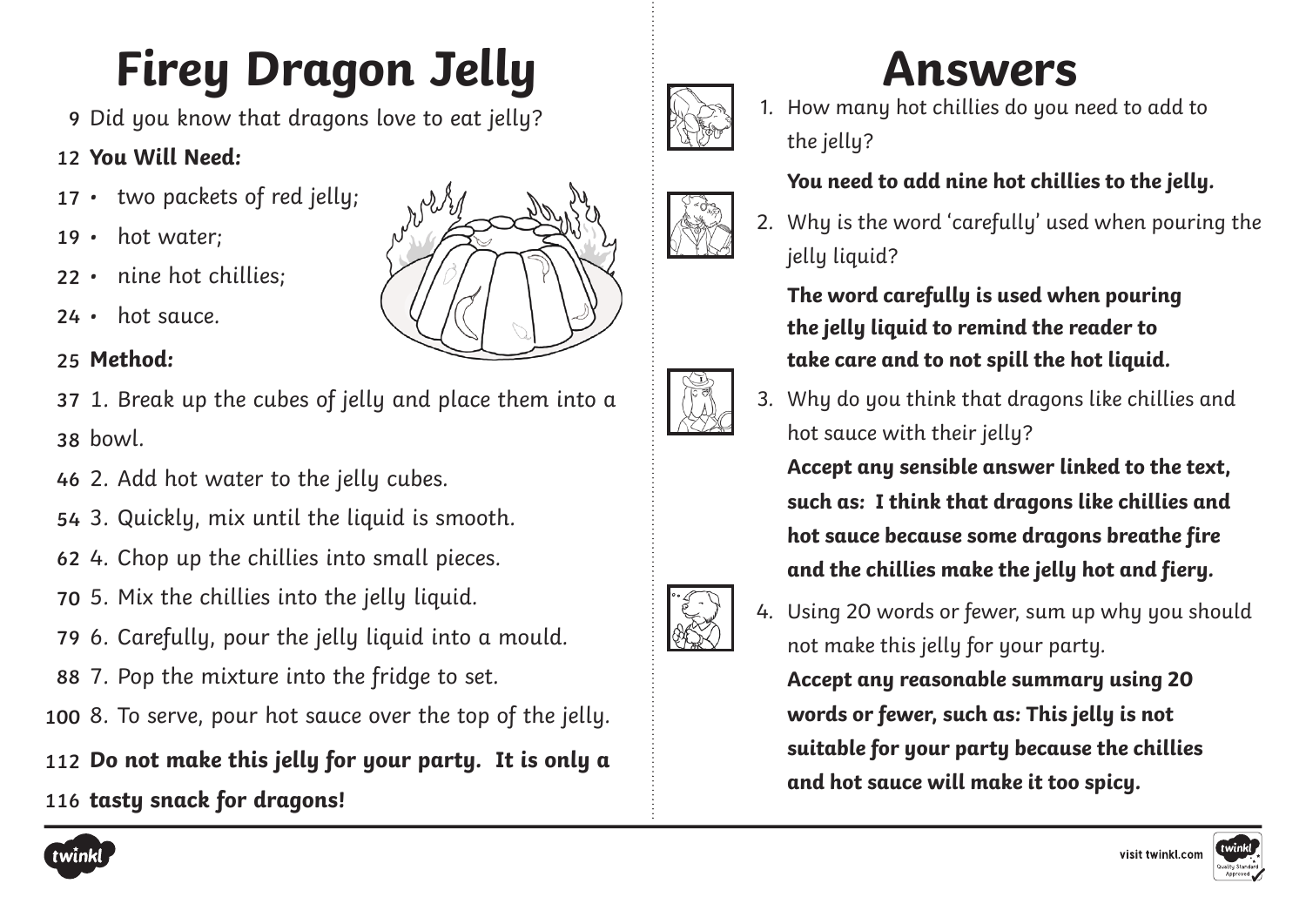# Firey Dragon Jelly

9 Did you know that dragons love to eat jelly?

12 **You Will Need:**

17 • two packets of red jelly;

19 • hot water;

22 • nine hot chillies;

24 • hot sauce.

25 **Method:**

37 1. Break up the cubes of jelly and place them into a

38 bowl.

46 2. Add hot water to the jelly cubes.

54 3. Quickly, mix until the liquid is smooth.

62 4. Chop up the chillies into small pieces.

70 5. Mix the chillies into the jelly liquid.

79 6. Carefully, pour the jelly liquid into a mould.

88 7. Pop the mixture into the fridge to set.

100 8. To serve, pour hot sauce over the top of the jelly.

112 **Do not make this jelly for your party. It is only a**

116 **tasty snack for dragons!**

# Answers

1. How many hot chillies do you need to add to the jelly?

   **You need to add nine hot chillies to the jelly.**

2. Why is the word 'carefully' used when pouring the jelly liquid?

   **The word carefully is used when pouring the jelly liquid to remind the reader to take care and to not spill the hot liquid.**

3. Why do you think that dragons like chillies and hot sauce with their jelly?

   **Accept any sensible answer linked to the text, such as: I think that dragons like chillies and hot sauce because some dragons breathe fire and the chillies make the jelly hot and fiery.**

4. Using 20 words or fewer, sum up why you should not make this jelly for your party.

   **Accept any reasonable summary using 20 words or fewer, such as: This jelly is not suitable for your party because the chillies and hot sauce will make it too spicy.**